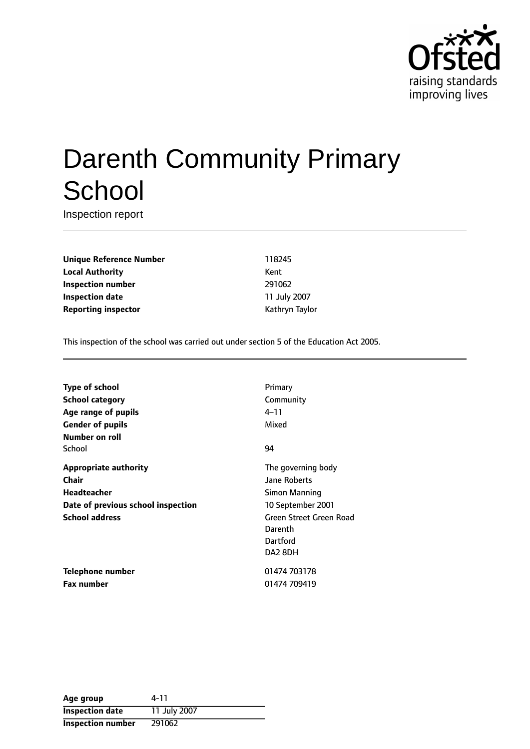# Darenth Community Primary School

Inspection report

| | |
|---|---|
| **Unique Reference Number** | 118245 |
| **Local Authority** | Kent |
| **Inspection number** | 291062 |
| **Inspection date** | 11 July 2007 |
| **Reporting inspector** | Kathryn Taylor |

This inspection of the school was carried out under section 5 of the Education Act 2005.

| | |
|---|---|
| **Type of school** | Primary |
| **School category** | Community |
| **Age range of pupils** | 4–11 |
| **Gender of pupils** | Mixed |
| **Number on roll** | |
| School | 94 |
| **Appropriate authority** | The governing body |
| **Chair** | Jane Roberts |
| **Headteacher** | Simon Manning |
| **Date of previous school inspection** | 10 September 2001 |
| **School address** | Green Street Green Road<br>Darenth<br>Dartford<br>DA2 8DH |
| **Telephone number** | 01474 703178 |
| **Fax number** | 01474 709419 |

| | |
|---|---|
| **Age group** | 4-11 |
| **Inspection date** | 11 July 2007 |
| **Inspection number** | 291062 |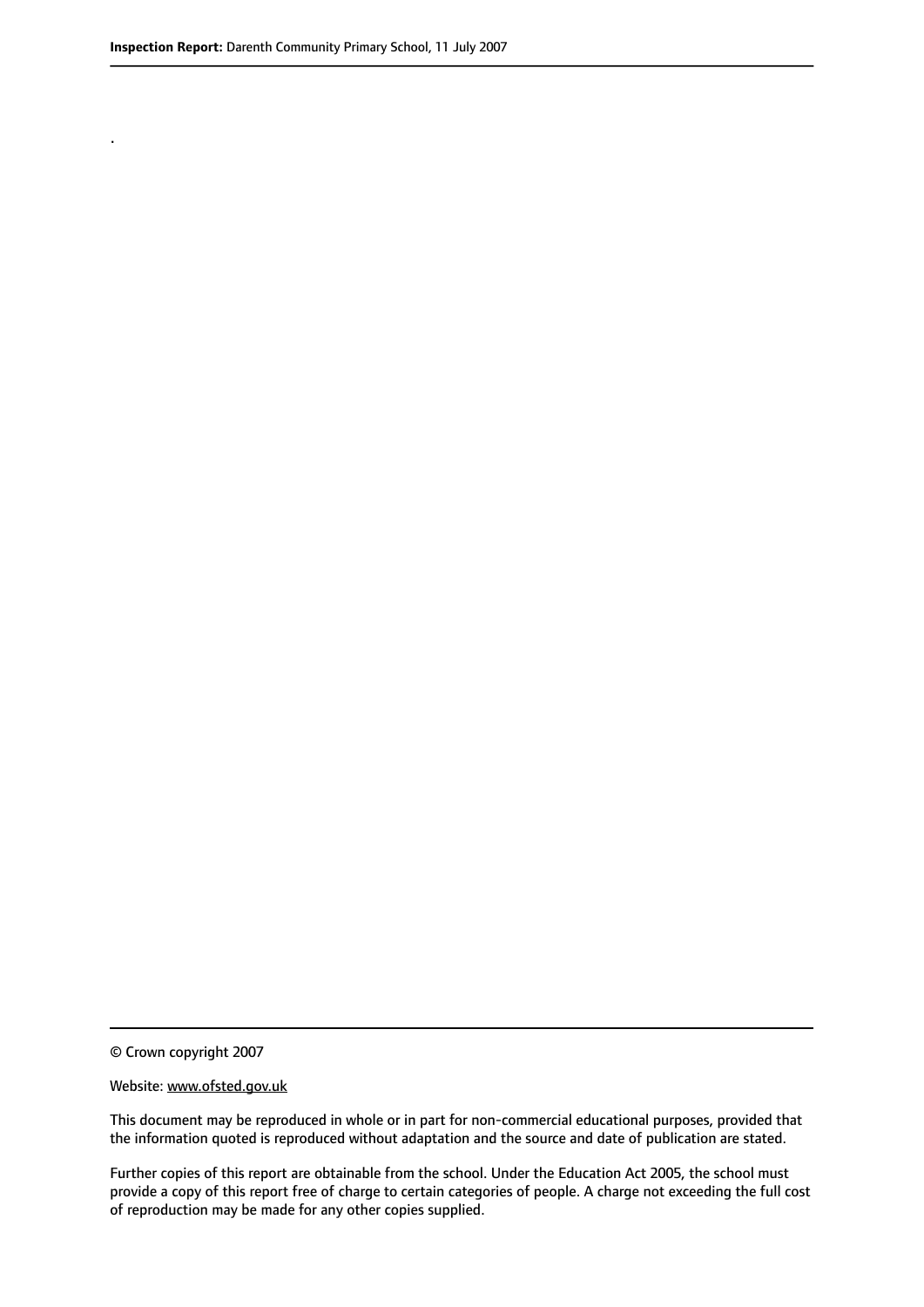.

© Crown copyright 2007

Website: www.ofsted.gov.uk

This document may be reproduced in whole or in part for non-commercial educational purposes, provided that the information quoted is reproduced without adaptation and the source and date of publication are stated.

Further copies of this report are obtainable from the school. Under the Education Act 2005, the school must provide a copy of this report free of charge to certain categories of people. A charge not exceeding the full cost of reproduction may be made for any other copies supplied.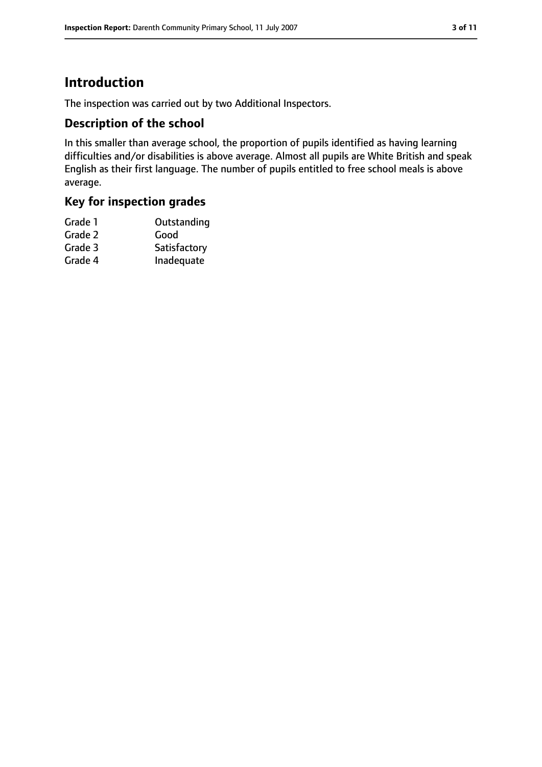# Introduction

The inspection was carried out by two Additional Inspectors.

## Description of the school

In this smaller than average school, the proportion of pupils identified as having learning difficulties and/or disabilities is above average. Almost all pupils are White British and speak English as their first language. The number of pupils entitled to free school meals is above average.

## Key for inspection grades

| | |
|---|---|
| Grade 1 | Outstanding |
| Grade 2 | Good |
| Grade 3 | Satisfactory |
| Grade 4 | Inadequate |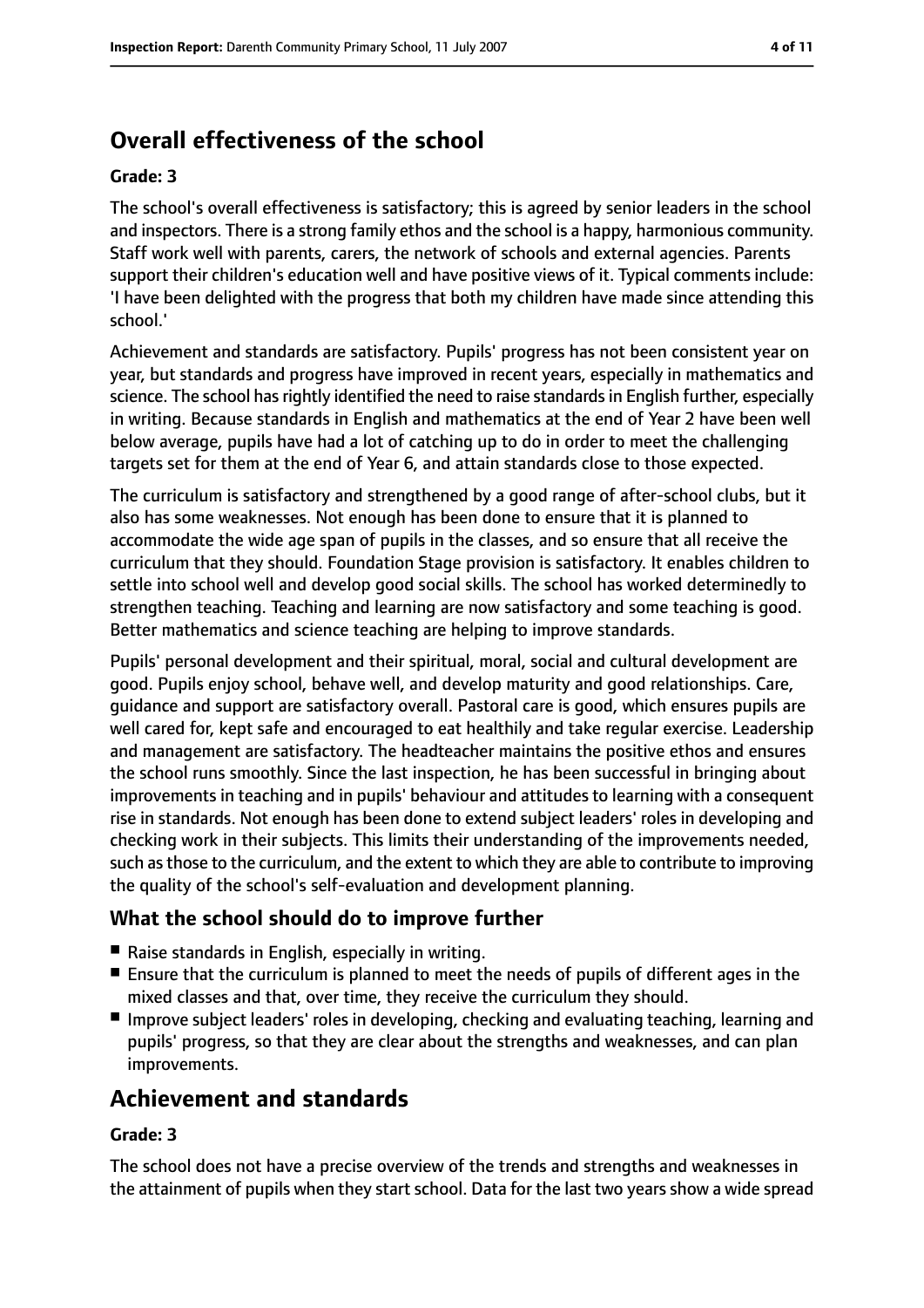## Overall effectiveness of the school

**Grade: 3**

The school's overall effectiveness is satisfactory; this is agreed by senior leaders in the school and inspectors. There is a strong family ethos and the school is a happy, harmonious community. Staff work well with parents, carers, the network of schools and external agencies. Parents support their children's education well and have positive views of it. Typical comments include: 'I have been delighted with the progress that both my children have made since attending this school.'

Achievement and standards are satisfactory. Pupils' progress has not been consistent year on year, but standards and progress have improved in recent years, especially in mathematics and science. The school has rightly identified the need to raise standards in English further, especially in writing. Because standards in English and mathematics at the end of Year 2 have been well below average, pupils have had a lot of catching up to do in order to meet the challenging targets set for them at the end of Year 6, and attain standards close to those expected.

The curriculum is satisfactory and strengthened by a good range of after-school clubs, but it also has some weaknesses. Not enough has been done to ensure that it is planned to accommodate the wide age span of pupils in the classes, and so ensure that all receive the curriculum that they should. Foundation Stage provision is satisfactory. It enables children to settle into school well and develop good social skills. The school has worked determinedly to strengthen teaching. Teaching and learning are now satisfactory and some teaching is good. Better mathematics and science teaching are helping to improve standards.

Pupils' personal development and their spiritual, moral, social and cultural development are good. Pupils enjoy school, behave well, and develop maturity and good relationships. Care, guidance and support are satisfactory overall. Pastoral care is good, which ensures pupils are well cared for, kept safe and encouraged to eat healthily and take regular exercise. Leadership and management are satisfactory. The headteacher maintains the positive ethos and ensures the school runs smoothly. Since the last inspection, he has been successful in bringing about improvements in teaching and in pupils' behaviour and attitudes to learning with a consequent rise in standards. Not enough has been done to extend subject leaders' roles in developing and checking work in their subjects. This limits their understanding of the improvements needed, such as those to the curriculum, and the extent to which they are able to contribute to improving the quality of the school's self-evaluation and development planning.

### What the school should do to improve further

- Raise standards in English, especially in writing.
- Ensure that the curriculum is planned to meet the needs of pupils of different ages in the mixed classes and that, over time, they receive the curriculum they should.
- Improve subject leaders' roles in developing, checking and evaluating teaching, learning and pupils' progress, so that they are clear about the strengths and weaknesses, and can plan improvements.

## Achievement and standards

**Grade: 3**

The school does not have a precise overview of the trends and strengths and weaknesses in the attainment of pupils when they start school. Data for the last two years show a wide spread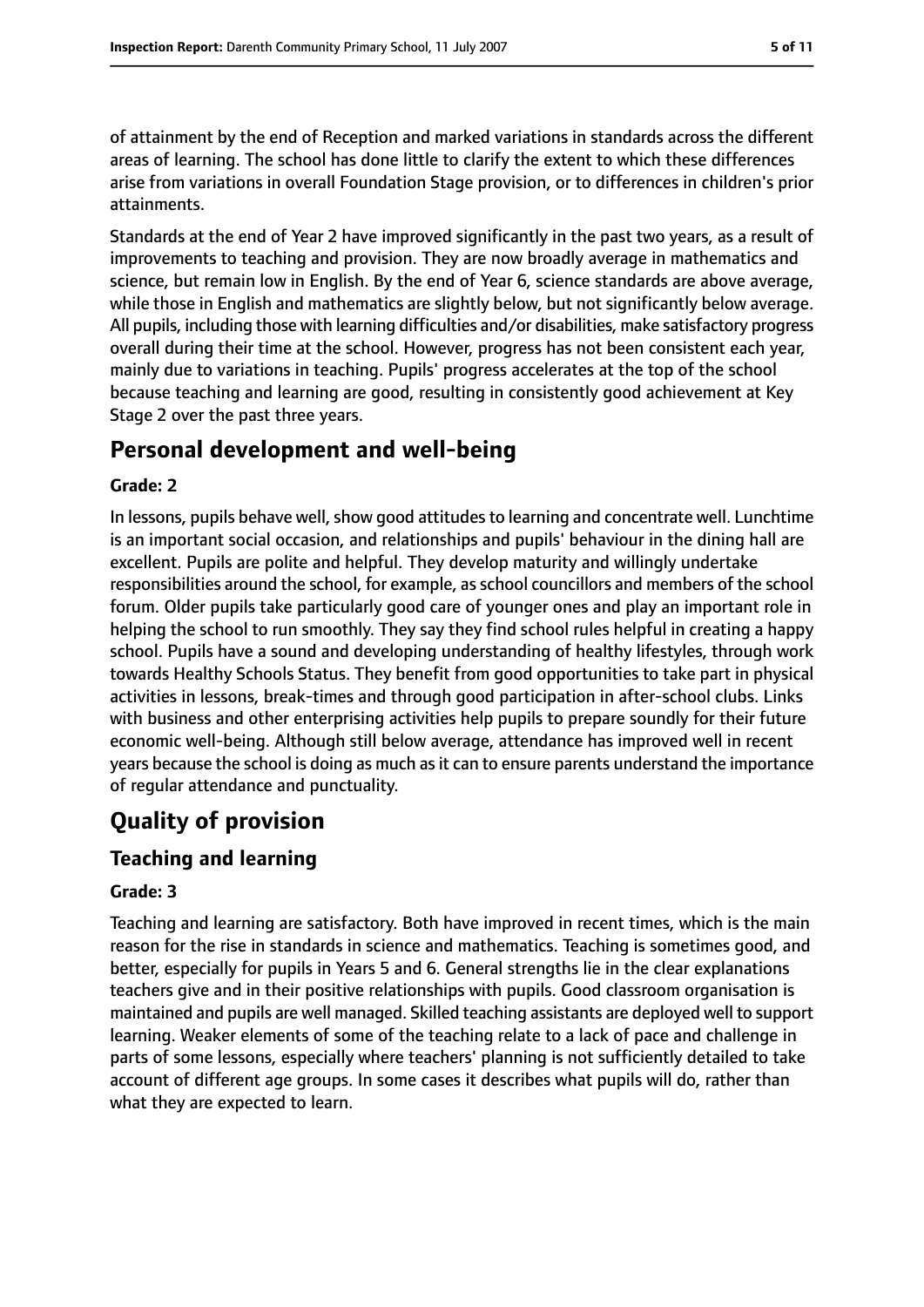of attainment by the end of Reception and marked variations in standards across the different areas of learning. The school has done little to clarify the extent to which these differences arise from variations in overall Foundation Stage provision, or to differences in children's prior attainments.

Standards at the end of Year 2 have improved significantly in the past two years, as a result of improvements to teaching and provision. They are now broadly average in mathematics and science, but remain low in English. By the end of Year 6, science standards are above average, while those in English and mathematics are slightly below, but not significantly below average. All pupils, including those with learning difficulties and/or disabilities, make satisfactory progress overall during their time at the school. However, progress has not been consistent each year, mainly due to variations in teaching. Pupils' progress accelerates at the top of the school because teaching and learning are good, resulting in consistently good achievement at Key Stage 2 over the past three years.

# Personal development and well-being

**Grade: 2**

In lessons, pupils behave well, show good attitudes to learning and concentrate well. Lunchtime is an important social occasion, and relationships and pupils' behaviour in the dining hall are excellent. Pupils are polite and helpful. They develop maturity and willingly undertake responsibilities around the school, for example, as school councillors and members of the school forum. Older pupils take particularly good care of younger ones and play an important role in helping the school to run smoothly. They say they find school rules helpful in creating a happy school. Pupils have a sound and developing understanding of healthy lifestyles, through work towards Healthy Schools Status. They benefit from good opportunities to take part in physical activities in lessons, break-times and through good participation in after-school clubs. Links with business and other enterprising activities help pupils to prepare soundly for their future economic well-being. Although still below average, attendance has improved well in recent years because the school is doing as much as it can to ensure parents understand the importance of regular attendance and punctuality.

# Quality of provision

## Teaching and learning

**Grade: 3**

Teaching and learning are satisfactory. Both have improved in recent times, which is the main reason for the rise in standards in science and mathematics. Teaching is sometimes good, and better, especially for pupils in Years 5 and 6. General strengths lie in the clear explanations teachers give and in their positive relationships with pupils. Good classroom organisation is maintained and pupils are well managed. Skilled teaching assistants are deployed well to support learning. Weaker elements of some of the teaching relate to a lack of pace and challenge in parts of some lessons, especially where teachers' planning is not sufficiently detailed to take account of different age groups. In some cases it describes what pupils will do, rather than what they are expected to learn.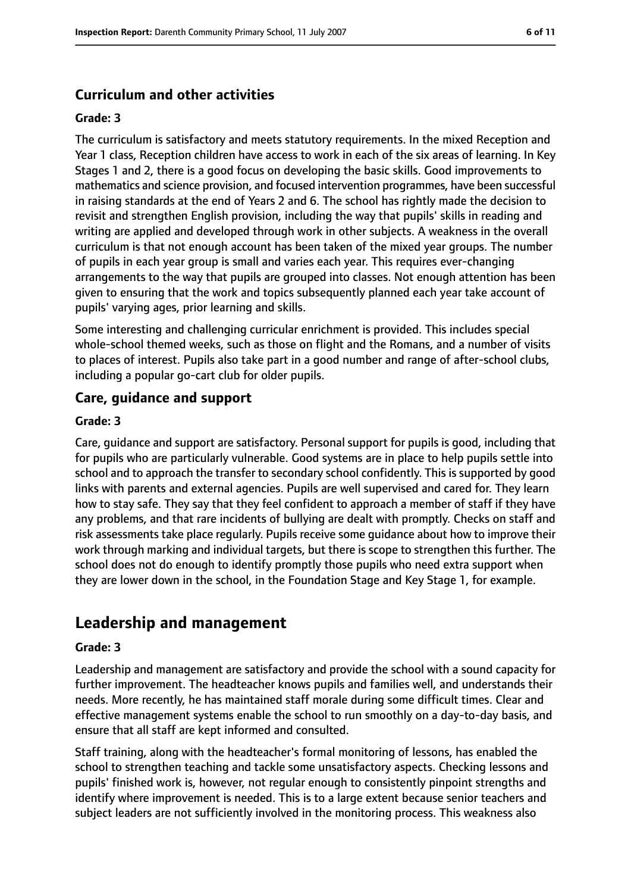### Curriculum and other activities

**Grade: 3**

The curriculum is satisfactory and meets statutory requirements. In the mixed Reception and Year 1 class, Reception children have access to work in each of the six areas of learning. In Key Stages 1 and 2, there is a good focus on developing the basic skills. Good improvements to mathematics and science provision, and focused intervention programmes, have been successful in raising standards at the end of Years 2 and 6. The school has rightly made the decision to revisit and strengthen English provision, including the way that pupils' skills in reading and writing are applied and developed through work in other subjects. A weakness in the overall curriculum is that not enough account has been taken of the mixed year groups. The number of pupils in each year group is small and varies each year. This requires ever-changing arrangements to the way that pupils are grouped into classes. Not enough attention has been given to ensuring that the work and topics subsequently planned each year take account of pupils' varying ages, prior learning and skills.

Some interesting and challenging curricular enrichment is provided. This includes special whole-school themed weeks, such as those on flight and the Romans, and a number of visits to places of interest. Pupils also take part in a good number and range of after-school clubs, including a popular go-cart club for older pupils.

### Care, guidance and support

**Grade: 3**

Care, guidance and support are satisfactory. Personal support for pupils is good, including that for pupils who are particularly vulnerable. Good systems are in place to help pupils settle into school and to approach the transfer to secondary school confidently. This is supported by good links with parents and external agencies. Pupils are well supervised and cared for. They learn how to stay safe. They say that they feel confident to approach a member of staff if they have any problems, and that rare incidents of bullying are dealt with promptly. Checks on staff and risk assessments take place regularly. Pupils receive some guidance about how to improve their work through marking and individual targets, but there is scope to strengthen this further. The school does not do enough to identify promptly those pupils who need extra support when they are lower down in the school, in the Foundation Stage and Key Stage 1, for example.

## Leadership and management

**Grade: 3**

Leadership and management are satisfactory and provide the school with a sound capacity for further improvement. The headteacher knows pupils and families well, and understands their needs. More recently, he has maintained staff morale during some difficult times. Clear and effective management systems enable the school to run smoothly on a day-to-day basis, and ensure that all staff are kept informed and consulted.

Staff training, along with the headteacher's formal monitoring of lessons, has enabled the school to strengthen teaching and tackle some unsatisfactory aspects. Checking lessons and pupils' finished work is, however, not regular enough to consistently pinpoint strengths and identify where improvement is needed. This is to a large extent because senior teachers and subject leaders are not sufficiently involved in the monitoring process. This weakness also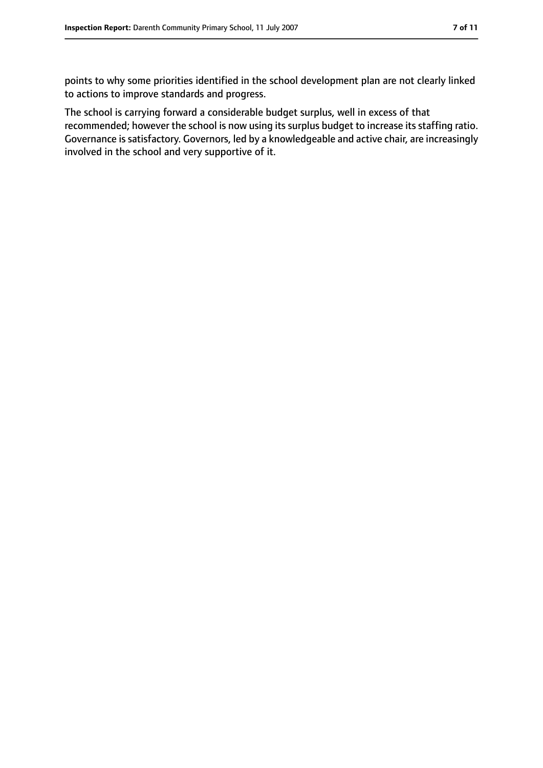points to why some priorities identified in the school development plan are not clearly linked to actions to improve standards and progress.

The school is carrying forward a considerable budget surplus, well in excess of that recommended; however the school is now using its surplus budget to increase its staffing ratio. Governance is satisfactory. Governors, led by a knowledgeable and active chair, are increasingly involved in the school and very supportive of it.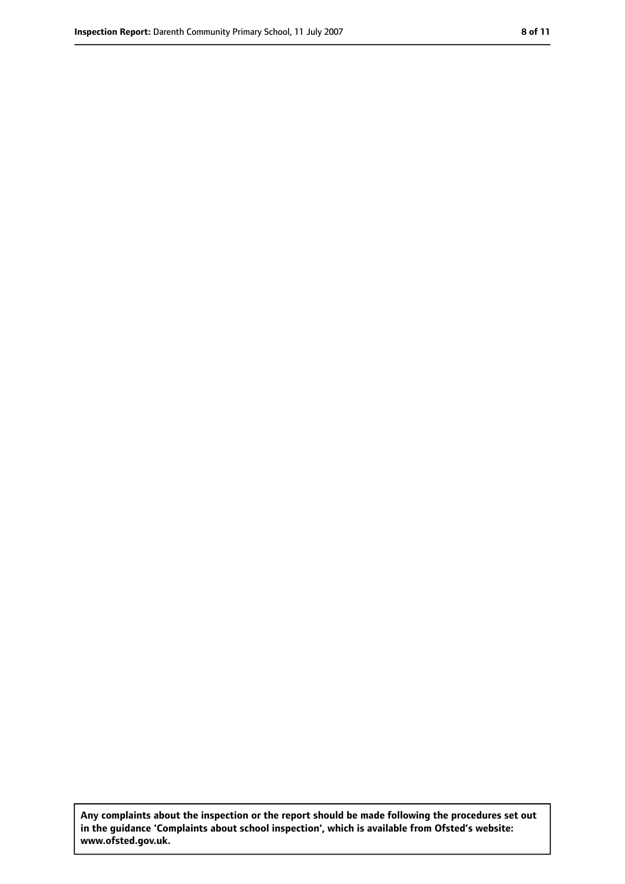**Any complaints about the inspection or the report should be made following the procedures set out in the guidance 'Complaints about school inspection', which is available from Ofsted's website: www.ofsted.gov.uk.**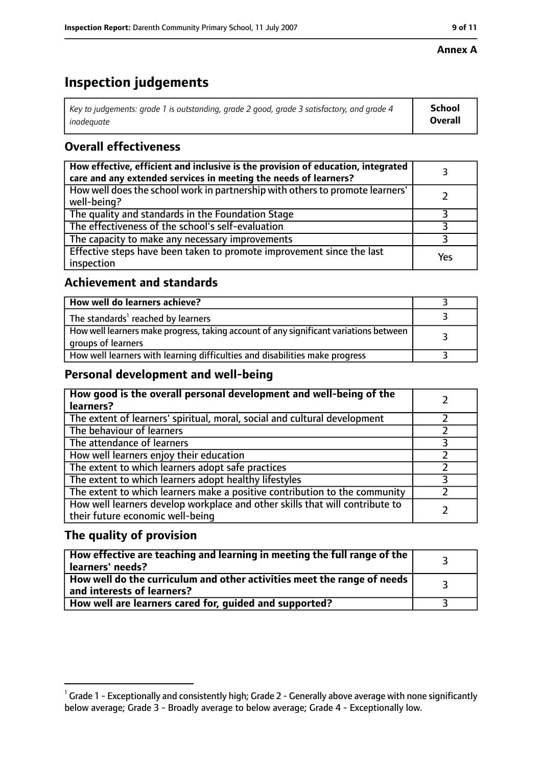**Annex A**

# Inspection judgements

| *Key to judgements: grade 1 is outstanding, grade 2 good, grade 3 satisfactory, and grade 4 inadequate* | **School Overall** |
|---|---|

## Overall effectiveness

| | |
|---|---|
| **How effective, efficient and inclusive is the provision of education, integrated care and any extended services in meeting the needs of learners?** | 3 |
| How well does the school work in partnership with others to promote learners' well-being? | 2 |
| The quality and standards in the Foundation Stage | 3 |
| The effectiveness of the school's self-evaluation | 3 |
| The capacity to make any necessary improvements | 3 |
| Effective steps have been taken to promote improvement since the last inspection | Yes |

## Achievement and standards

| | |
|---|---|
| **How well do learners achieve?** | 3 |
| The standards[1] reached by learners | 3 |
| How well learners make progress, taking account of any significant variations between groups of learners | 3 |
| How well learners with learning difficulties and disabilities make progress | 3 |

## Personal development and well-being

| | |
|---|---|
| **How good is the overall personal development and well-being of the learners?** | 2 |
| The extent of learners' spiritual, moral, social and cultural development | 2 |
| The behaviour of learners | 2 |
| The attendance of learners | 3 |
| How well learners enjoy their education | 2 |
| The extent to which learners adopt safe practices | 2 |
| The extent to which learners adopt healthy lifestyles | 3 |
| The extent to which learners make a positive contribution to the community | 2 |
| How well learners develop workplace and other skills that will contribute to their future economic well-being | 2 |

## The quality of provision

| | |
|---|---|
| **How effective are teaching and learning in meeting the full range of the learners' needs?** | 3 |
| **How well do the curriculum and other activities meet the range of needs and interests of learners?** | 3 |
| **How well are learners cared for, guided and supported?** | 3 |

[1] Grade 1 - Exceptionally and consistently high; Grade 2 - Generally above average with none significantly below average; Grade 3 - Broadly average to below average; Grade 4 - Exceptionally low.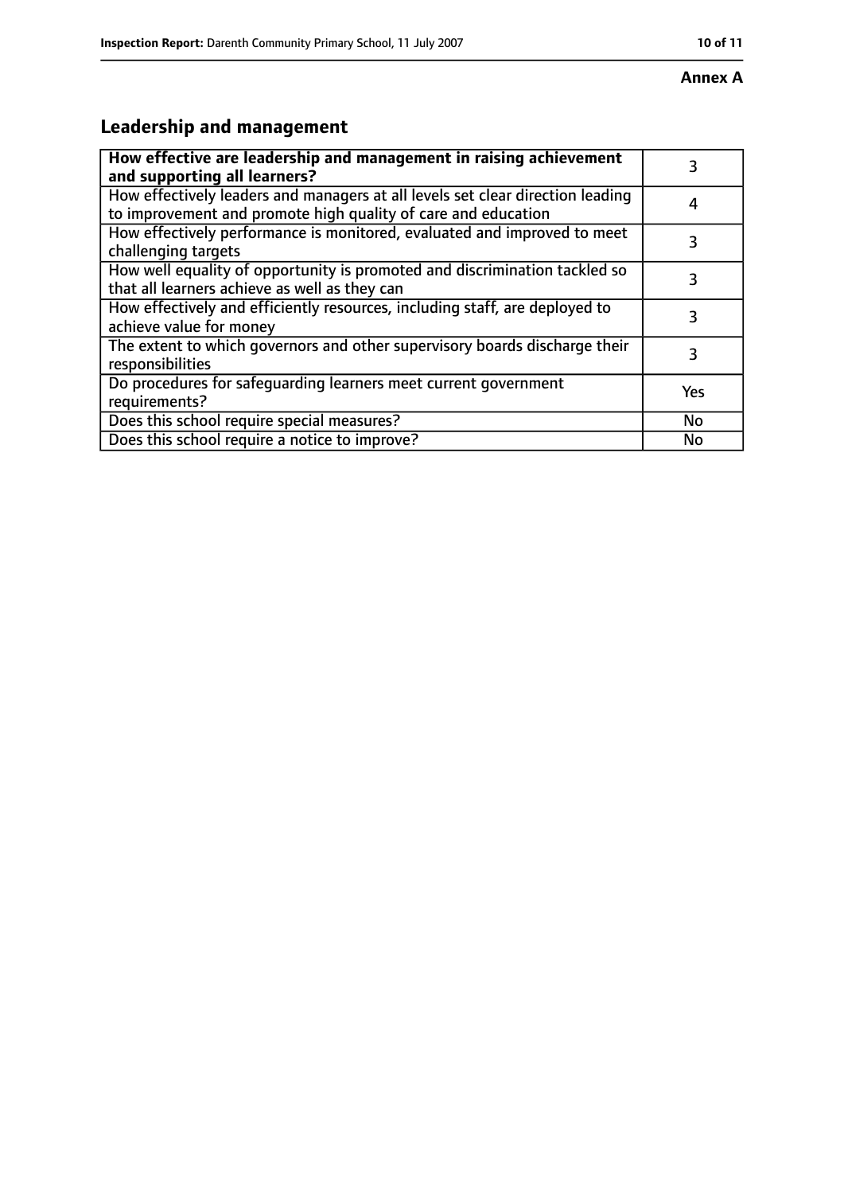**Annex A**

## Leadership and management

| **How effective are leadership and management in raising achievement and supporting all learners?** | 3 |
|---|---|
| How effectively leaders and managers at all levels set clear direction leading to improvement and promote high quality of care and education | 4 |
| How effectively performance is monitored, evaluated and improved to meet challenging targets | 3 |
| How well equality of opportunity is promoted and discrimination tackled so that all learners achieve as well as they can | 3 |
| How effectively and efficiently resources, including staff, are deployed to achieve value for money | 3 |
| The extent to which governors and other supervisory boards discharge their responsibilities | 3 |
| Do procedures for safeguarding learners meet current government requirements? | Yes |
| Does this school require special measures? | No |
| Does this school require a notice to improve? | No |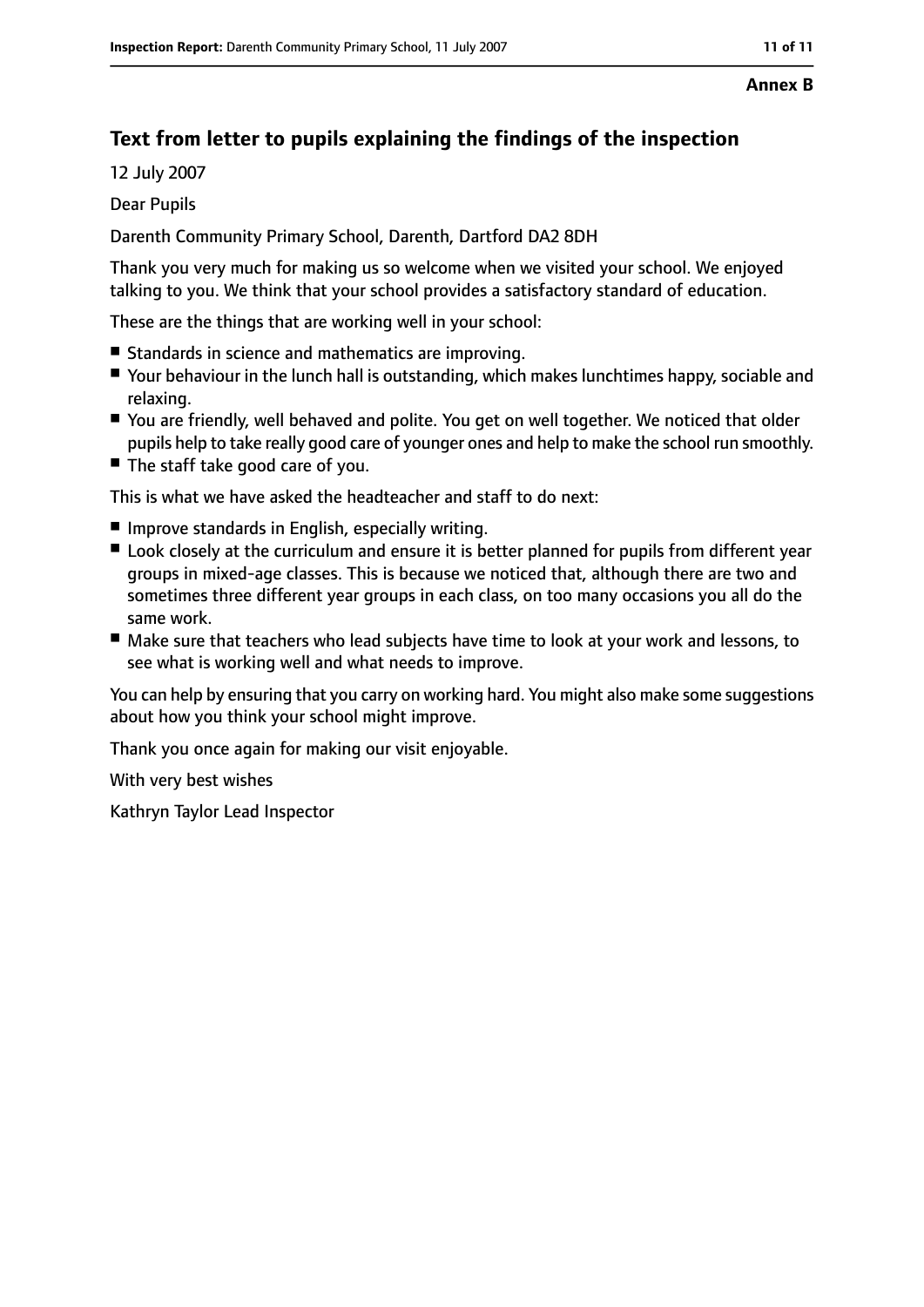**Annex B**

## Text from letter to pupils explaining the findings of the inspection

12 July 2007

Dear Pupils

Darenth Community Primary School, Darenth, Dartford DA2 8DH

Thank you very much for making us so welcome when we visited your school. We enjoyed talking to you. We think that your school provides a satisfactory standard of education.

These are the things that are working well in your school:

- Standards in science and mathematics are improving.
- Your behaviour in the lunch hall is outstanding, which makes lunchtimes happy, sociable and relaxing.
- You are friendly, well behaved and polite. You get on well together. We noticed that older pupils help to take really good care of younger ones and help to make the school run smoothly.
- The staff take good care of you.

This is what we have asked the headteacher and staff to do next:

- Improve standards in English, especially writing.
- Look closely at the curriculum and ensure it is better planned for pupils from different year groups in mixed-age classes. This is because we noticed that, although there are two and sometimes three different year groups in each class, on too many occasions you all do the same work.
- Make sure that teachers who lead subjects have time to look at your work and lessons, to see what is working well and what needs to improve.

You can help by ensuring that you carry on working hard. You might also make some suggestions about how you think your school might improve.

Thank you once again for making our visit enjoyable.

With very best wishes

Kathryn Taylor Lead Inspector